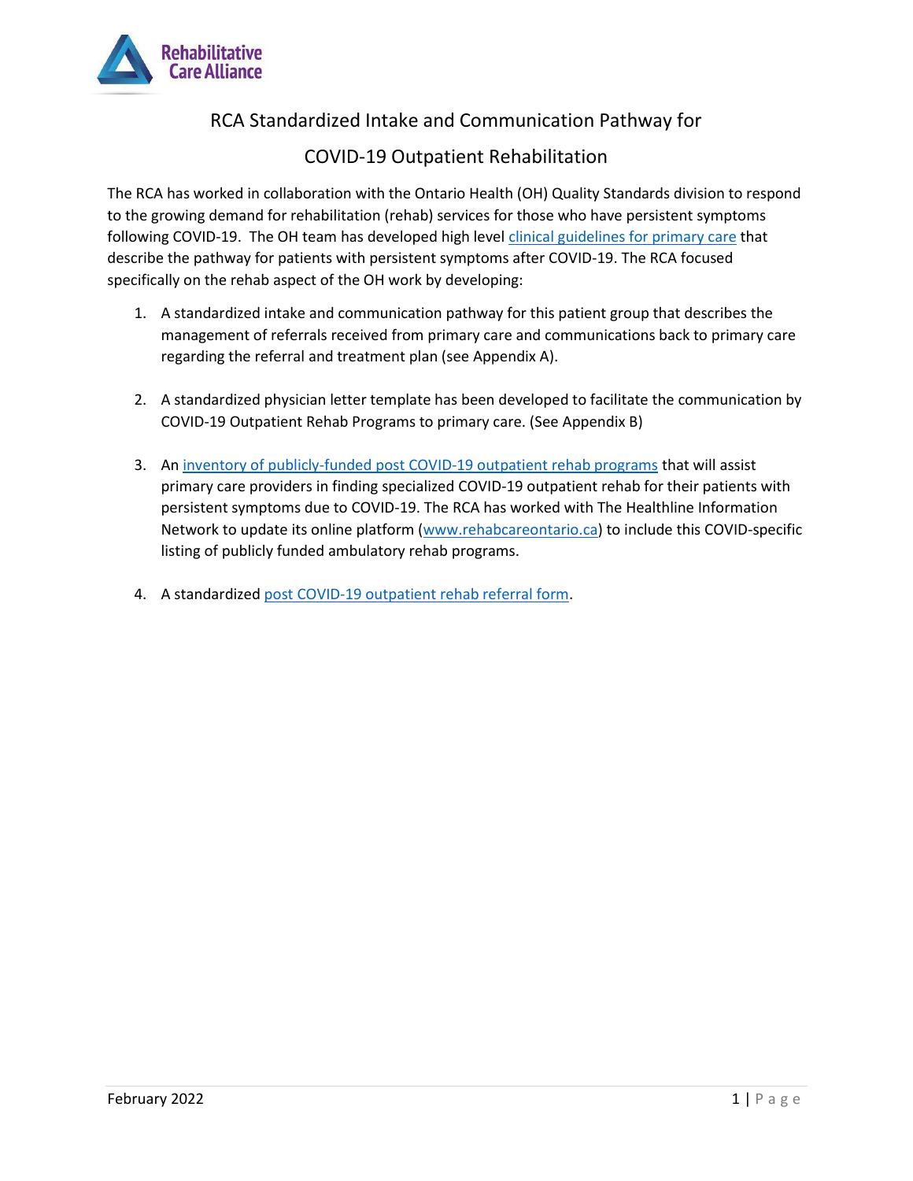# RCA Standardized Intake and Communication Pathway for COVID-19 Outpatient Rehabilitation

The RCA has worked in collaboration with the Ontario Health (OH) Quality Standards division to respond to the growing demand for rehabilitation (rehab) services for those who have persistent symptoms following COVID-19. The OH team has developed high level clinical guidelines for primary care that describe the pathway for patients with persistent symptoms after COVID-19. The RCA focused specifically on the rehab aspect of the OH work by developing:

1. A standardized intake and communication pathway for this patient group that describes the management of referrals received from primary care and communications back to primary care regarding the referral and treatment plan (see Appendix A).

2. A standardized physician letter template has been developed to facilitate the communication by COVID-19 Outpatient Rehab Programs to primary care. (See Appendix B)

3. An inventory of publicly-funded post COVID-19 outpatient rehab programs that will assist primary care providers in finding specialized COVID-19 outpatient rehab for their patients with persistent symptoms due to COVID-19. The RCA has worked with The Healthline Information Network to update its online platform (www.rehabcareontario.ca) to include this COVID-specific listing of publicly funded ambulatory rehab programs.

4. A standardized post COVID-19 outpatient rehab referral form.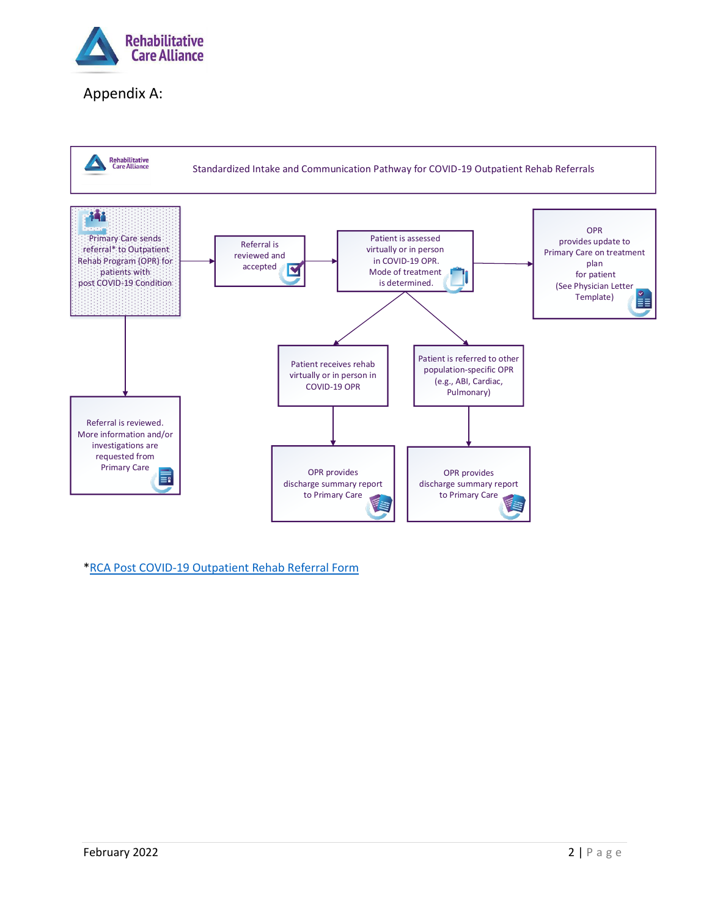## Appendix A:

**Standardized Intake and Communication Pathway for COVID-19 Outpatient Rehab Referrals**

Primary Care sends referral* to Outpatient Rehab Program (OPR) for patients with post COVID-19 Condition

Referral is reviewed and accepted

Patient is assessed virtually or in person in COVID-19 OPR. Mode of treatment is determined.

OPR provides update to Primary Care on treatment plan for patient (See Physician Letter Template)

Patient receives rehab virtually or in person in COVID-19 OPR

Patient is referred to other population-specific OPR (e.g., ABI, Cardiac, Pulmonary)

Referral is reviewed. More information and/or investigations are requested from Primary Care

OPR provides discharge summary report to Primary Care

OPR provides discharge summary report to Primary Care

*RCA Post COVID-19 Outpatient Rehab Referral Form

February 2022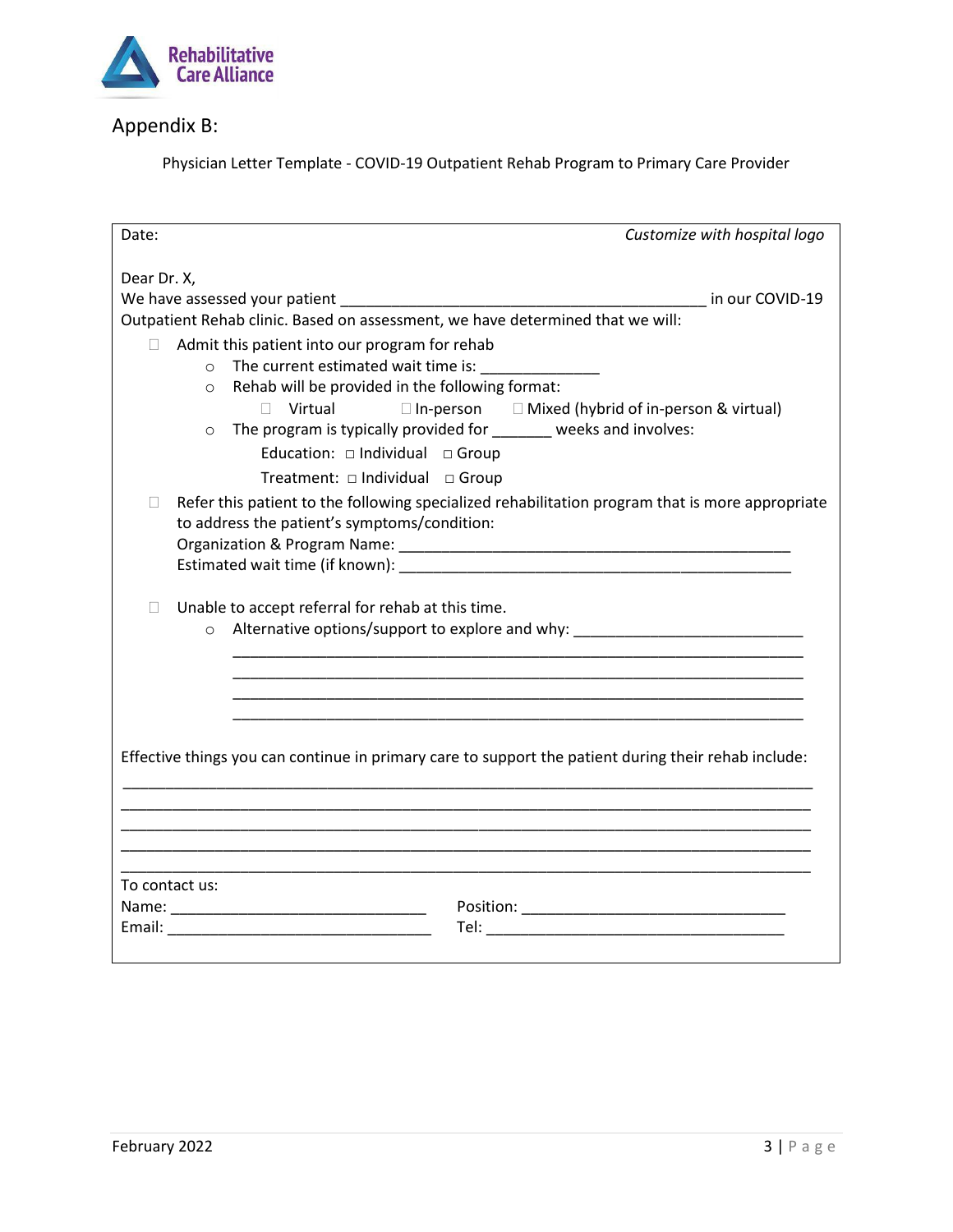Rehabilitative Care Alliance

## Appendix B:

Physician Letter Template - COVID-19 Outpatient Rehab Program to Primary Care Provider

Date: *Customize with hospital logo*

Dear Dr. X,

We have assessed your patient ___________________________________________ in our COVID-19 Outpatient Rehab clinic. Based on assessment, we have determined that we will:

- ☐ Admit this patient into our program for rehab
  - The current estimated wait time is: ______________
  - Rehab will be provided in the following format:
    - ☐ Virtual ☐ In-person ☐ Mixed (hybrid of in-person & virtual)
  - The program is typically provided for _______ weeks and involves:
    - Education: ☐ Individual ☐ Group
    - Treatment: ☐ Individual ☐ Group
- ☐ Refer this patient to the following specialized rehabilitation program that is more appropriate to address the patient's symptoms/condition:
  Organization & Program Name: ________________________________________________
  Estimated wait time (if known): ________________________________________________
- ☐ Unable to accept referral for rehab at this time.
  - Alternative options/support to explore and why: ___________________________
    ______________________________________________________________________
    ______________________________________________________________________
    ______________________________________________________________________
    ______________________________________________________________________

Effective things you can continue in primary care to support the patient during their rehab include:

________________________________________________________________________________
________________________________________________________________________________
________________________________________________________________________________
________________________________________________________________________________
________________________________________________________________________________

To contact us:

Name: ______________________________ Position: _______________________________

Email: ______________________________ Tel: ___________________________________

February 2022